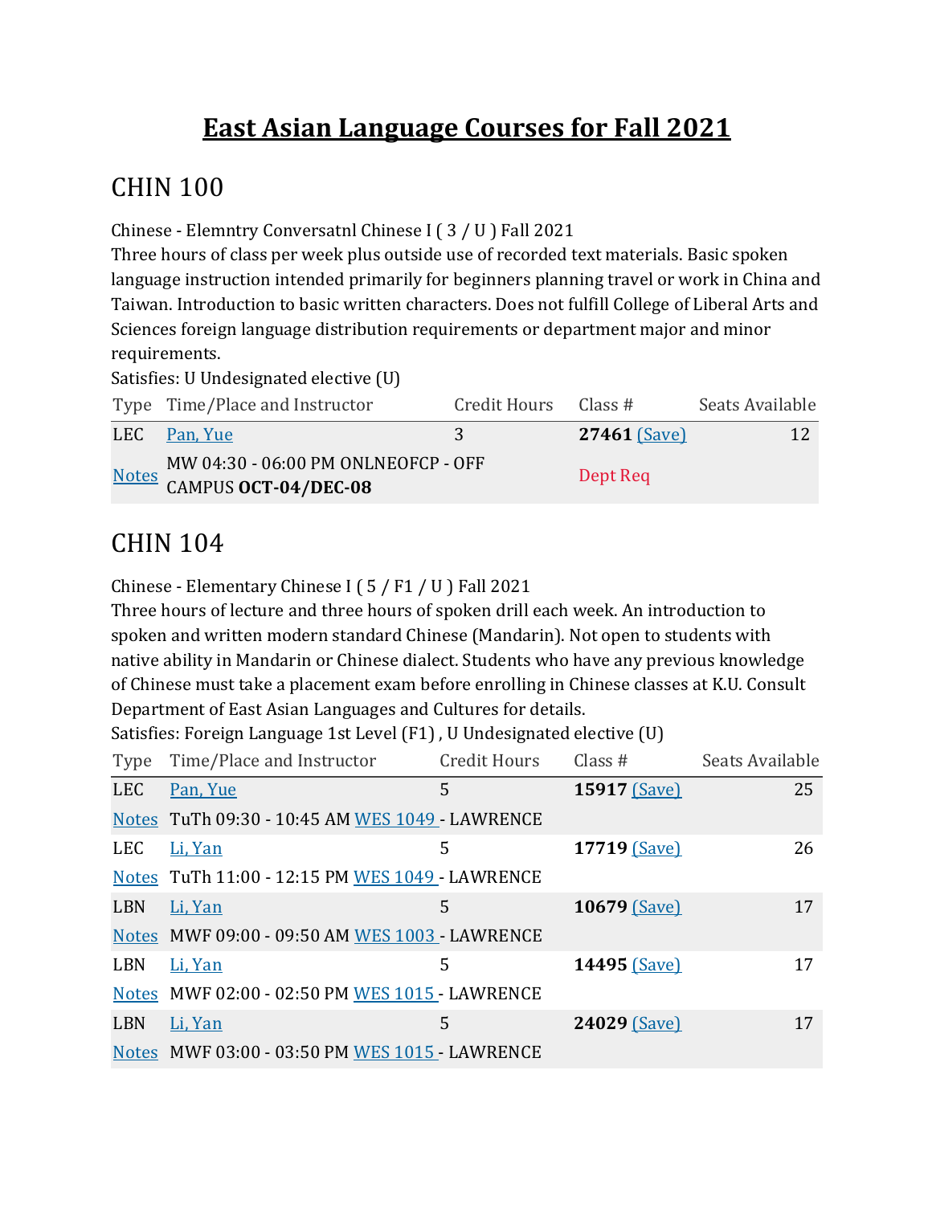# East Asian Language Courses for Fall 2021

## CHIN 100

Chinese - Elemntry Conversatnl Chinese I ( 3 / U ) Fall 2021
Three hours of class per week plus outside use of recorded text materials. Basic spoken language instruction intended primarily for beginners planning travel or work in China and Taiwan. Introduction to basic written characters. Does not fulfill College of Liberal Arts and Sciences foreign language distribution requirements or department major and minor requirements.
Satisfies: U Undesignated elective (U)

| Type | Time/Place and Instructor | Credit Hours | Class # | Seats Available |
|---|---|---|---|---|
| LEC | Pan, Yue | 3 | **27461** (Save) | 12 |
| Notes | MW 04:30 - 06:00 PM ONLNEOFCP - OFF CAMPUS **OCT-04/DEC-08** | | Dept Req | |

## CHIN 104

Chinese - Elementary Chinese I ( 5 / F1 / U ) Fall 2021
Three hours of lecture and three hours of spoken drill each week. An introduction to spoken and written modern standard Chinese (Mandarin). Not open to students with native ability in Mandarin or Chinese dialect. Students who have any previous knowledge of Chinese must take a placement exam before enrolling in Chinese classes at K.U. Consult Department of East Asian Languages and Cultures for details.
Satisfies: Foreign Language 1st Level (F1) , U Undesignated elective (U)

| Type | Time/Place and Instructor | Credit Hours | Class # | Seats Available |
|---|---|---|---|---|
| LEC | Pan, Yue | 5 | **15917** (Save) | 25 |
| Notes | TuTh 09:30 - 10:45 AM WES 1049 - LAWRENCE | | | |
| LEC | Li, Yan | 5 | **17719** (Save) | 26 |
| Notes | TuTh 11:00 - 12:15 PM WES 1049 - LAWRENCE | | | |
| LBN | Li, Yan | 5 | **10679** (Save) | 17 |
| Notes | MWF 09:00 - 09:50 AM WES 1003 - LAWRENCE | | | |
| LBN | Li, Yan | 5 | **14495** (Save) | 17 |
| Notes | MWF 02:00 - 02:50 PM WES 1015 - LAWRENCE | | | |
| LBN | Li, Yan | 5 | **24029** (Save) | 17 |
| Notes | MWF 03:00 - 03:50 PM WES 1015 - LAWRENCE | | | |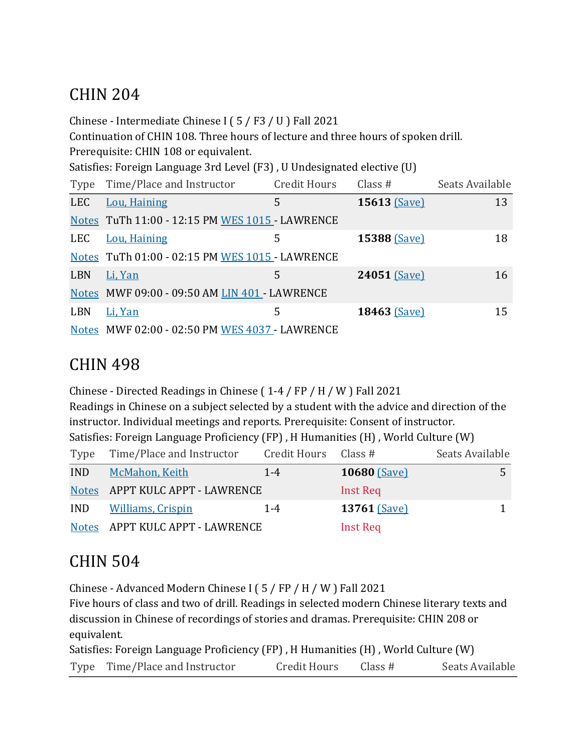## CHIN 204

Chinese - Intermediate Chinese I ( 5 / F3 / U ) Fall 2021
Continuation of CHIN 108. Three hours of lecture and three hours of spoken drill. Prerequisite: CHIN 108 or equivalent.
Satisfies: Foreign Language 3rd Level (F3) , U Undesignated elective (U)

| Type | Time/Place and Instructor | Credit Hours | Class # | Seats Available |
|---|---|---|---|---|
| LEC | Lou, Haining | 5 | **15613** (Save) | 13 |
| Notes | TuTh 11:00 - 12:15 PM WES 1015 - LAWRENCE | | | |
| LEC | Lou, Haining | 5 | **15388** (Save) | 18 |
| Notes | TuTh 01:00 - 02:15 PM WES 1015 - LAWRENCE | | | |
| LBN | Li, Yan | 5 | **24051** (Save) | 16 |
| Notes | MWF 09:00 - 09:50 AM LIN 401 - LAWRENCE | | | |
| LBN | Li, Yan | 5 | **18463** (Save) | 15 |
| Notes | MWF 02:00 - 02:50 PM WES 4037 - LAWRENCE | | | |

## CHIN 498

Chinese - Directed Readings in Chinese ( 1-4 / FP / H / W ) Fall 2021
Readings in Chinese on a subject selected by a student with the advice and direction of the instructor. Individual meetings and reports. Prerequisite: Consent of instructor.
Satisfies: Foreign Language Proficiency (FP) , H Humanities (H) , World Culture (W)

| Type | Time/Place and Instructor | Credit Hours | Class # | Seats Available |
|---|---|---|---|---|
| IND | McMahon, Keith | 1-4 | **10680** (Save) | 5 |
| Notes | APPT KULC APPT - LAWRENCE | | Inst Req | |
| IND | Williams, Crispin | 1-4 | **13761** (Save) | 1 |
| Notes | APPT KULC APPT - LAWRENCE | | Inst Req | |

## CHIN 504

Chinese - Advanced Modern Chinese I ( 5 / FP / H / W ) Fall 2021
Five hours of class and two of drill. Readings in selected modern Chinese literary texts and discussion in Chinese of recordings of stories and dramas. Prerequisite: CHIN 208 or equivalent.
Satisfies: Foreign Language Proficiency (FP) , H Humanities (H) , World Culture (W)

| Type | Time/Place and Instructor | Credit Hours | Class # | Seats Available |
|---|---|---|---|---|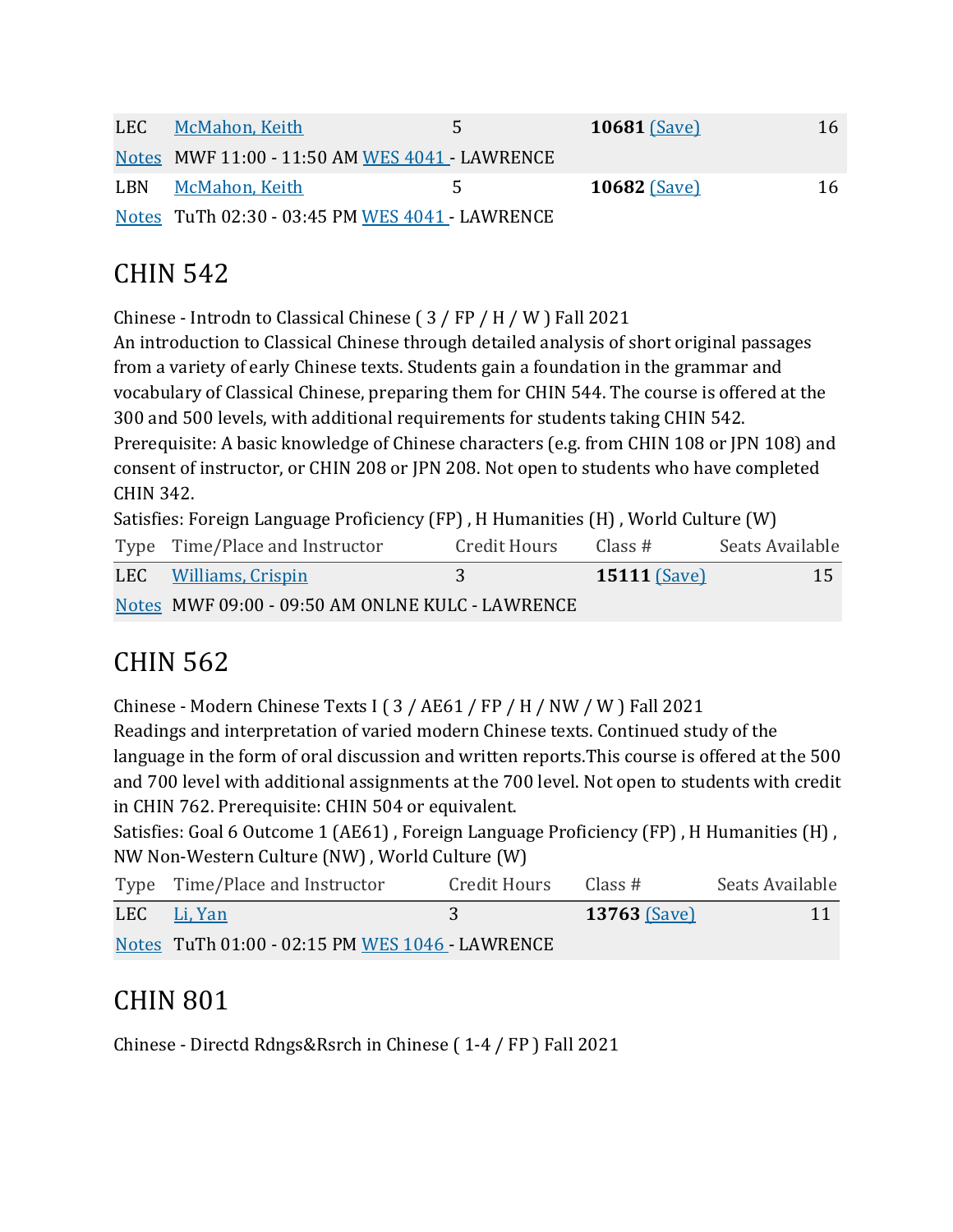| | | | | |
|---|---|---|---|---|
| LEC | McMahon, Keith | 5 | **10681** (Save) | 16 |
| Notes | MWF 11:00 - 11:50 AM WES 4041 - LAWRENCE | | | |
| LBN | McMahon, Keith | 5 | **10682** (Save) | 16 |
| Notes | TuTh 02:30 - 03:45 PM WES 4041 - LAWRENCE | | | |

# CHIN 542

Chinese - Introdn to Classical Chinese ( 3 / FP / H / W ) Fall 2021
An introduction to Classical Chinese through detailed analysis of short original passages from a variety of early Chinese texts. Students gain a foundation in the grammar and vocabulary of Classical Chinese, preparing them for CHIN 544. The course is offered at the 300 and 500 levels, with additional requirements for students taking CHIN 542. Prerequisite: A basic knowledge of Chinese characters (e.g. from CHIN 108 or JPN 108) and consent of instructor, or CHIN 208 or JPN 208. Not open to students who have completed CHIN 342.
Satisfies: Foreign Language Proficiency (FP) , H Humanities (H) , World Culture (W)

| Type | Time/Place and Instructor | Credit Hours | Class # | Seats Available |
|---|---|---|---|---|
| LEC | Williams, Crispin | 3 | **15111** (Save) | 15 |
| Notes | MWF 09:00 - 09:50 AM ONLNE KULC - LAWRENCE | | | |

# CHIN 562

Chinese - Modern Chinese Texts I ( 3 / AE61 / FP / H / NW / W ) Fall 2021
Readings and interpretation of varied modern Chinese texts. Continued study of the language in the form of oral discussion and written reports.This course is offered at the 500 and 700 level with additional assignments at the 700 level. Not open to students with credit in CHIN 762. Prerequisite: CHIN 504 or equivalent.
Satisfies: Goal 6 Outcome 1 (AE61) , Foreign Language Proficiency (FP) , H Humanities (H) , NW Non-Western Culture (NW) , World Culture (W)

| Type | Time/Place and Instructor | Credit Hours | Class # | Seats Available |
|---|---|---|---|---|
| LEC | Li, Yan | 3 | **13763** (Save) | 11 |
| Notes | TuTh 01:00 - 02:15 PM WES 1046 - LAWRENCE | | | |

# CHIN 801

Chinese - Directd Rdngs&Rsrch in Chinese ( 1-4 / FP ) Fall 2021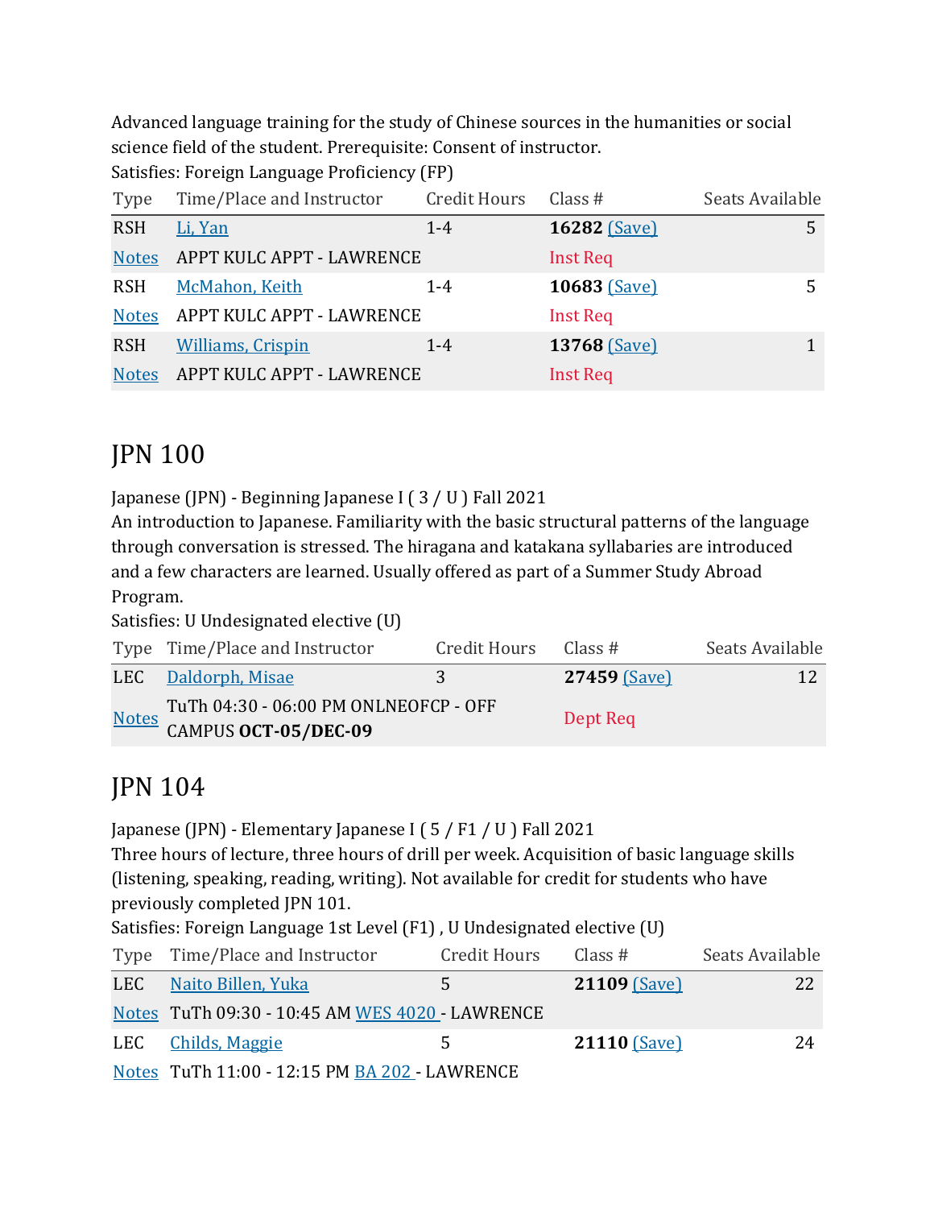Advanced language training for the study of Chinese sources in the humanities or social science field of the student. Prerequisite: Consent of instructor.
Satisfies: Foreign Language Proficiency (FP)

| Type | Time/Place and Instructor | Credit Hours | Class # | Seats Available |
|---|---|---|---|---|
| RSH | Li, Yan | 1-4 | **16282** (Save) | 5 |
| Notes | APPT KULC APPT - LAWRENCE | | Inst Req | |
| RSH | McMahon, Keith | 1-4 | **10683** (Save) | 5 |
| Notes | APPT KULC APPT - LAWRENCE | | Inst Req | |
| RSH | Williams, Crispin | 1-4 | **13768** (Save) | 1 |
| Notes | APPT KULC APPT - LAWRENCE | | Inst Req | |

## JPN 100

Japanese (JPN) - Beginning Japanese I ( 3 / U ) Fall 2021
An introduction to Japanese. Familiarity with the basic structural patterns of the language through conversation is stressed. The hiragana and katakana syllabaries are introduced and a few characters are learned. Usually offered as part of a Summer Study Abroad Program.
Satisfies: U Undesignated elective (U)

| Type | Time/Place and Instructor | Credit Hours | Class # | Seats Available |
|---|---|---|---|---|
| LEC | Daldorph, Misae | 3 | **27459** (Save) | 12 |
| Notes | TuTh 04:30 - 06:00 PM ONLNEOFCP - OFF CAMPUS **OCT-05/DEC-09** | | Dept Req | |

## JPN 104

Japanese (JPN) - Elementary Japanese I ( 5 / F1 / U ) Fall 2021
Three hours of lecture, three hours of drill per week. Acquisition of basic language skills (listening, speaking, reading, writing). Not available for credit for students who have previously completed JPN 101.
Satisfies: Foreign Language 1st Level (F1) , U Undesignated elective (U)

| Type | Time/Place and Instructor | Credit Hours | Class # | Seats Available |
|---|---|---|---|---|
| LEC | Naito Billen, Yuka | 5 | **21109** (Save) | 22 |
| Notes | TuTh 09:30 - 10:45 AM WES 4020 - LAWRENCE | | | |
| LEC | Childs, Maggie | 5 | **21110** (Save) | 24 |
| Notes | TuTh 11:00 - 12:15 PM BA 202 - LAWRENCE | | | |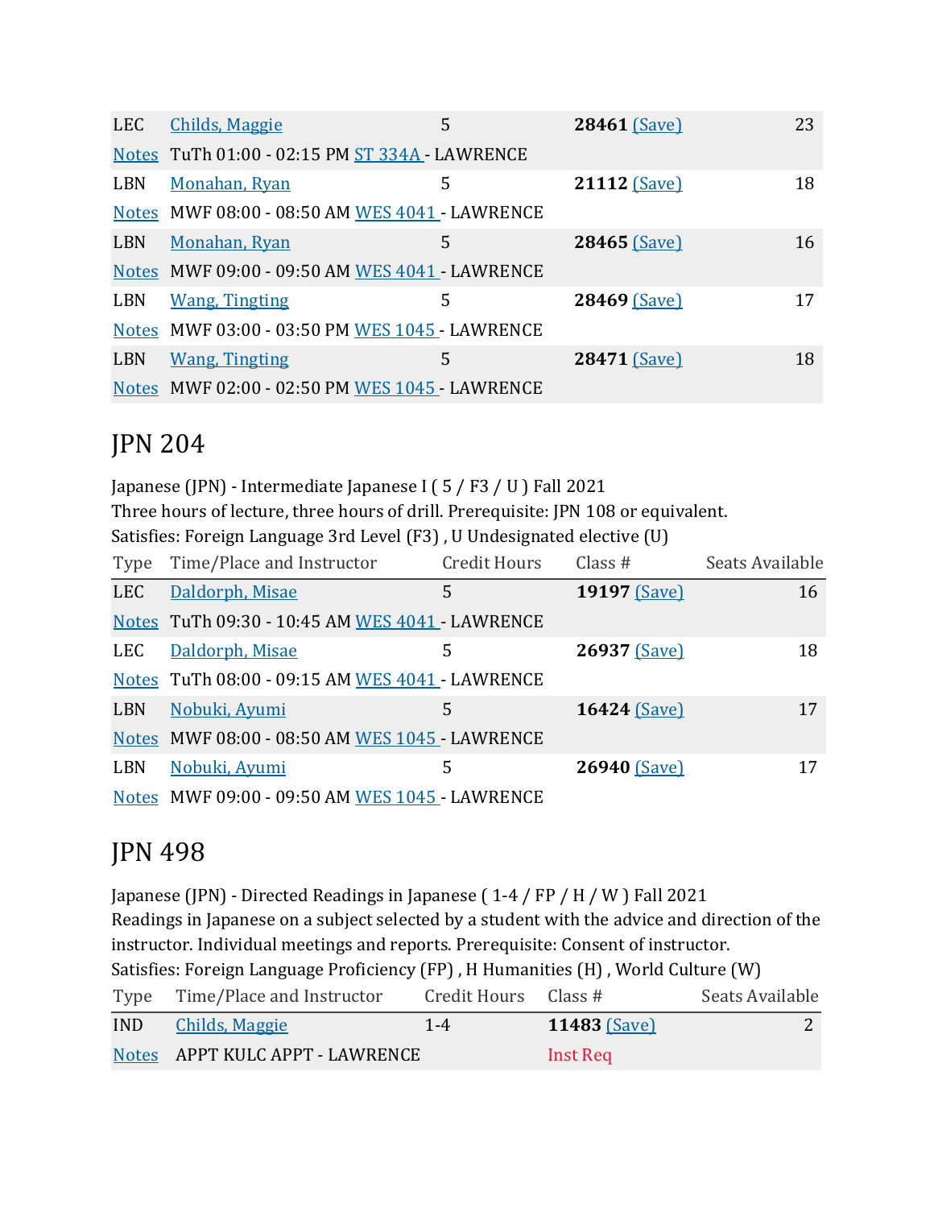| Type | Time/Place and Instructor | Credit Hours | Class # | Seats Available |
|---|---|---|---|---|
| LEC | Childs, Maggie | 5 | **28461** (Save) | 23 |
| Notes | TuTh 01:00 - 02:15 PM ST 334A - LAWRENCE | | | |
| LBN | Monahan, Ryan | 5 | **21112** (Save) | 18 |
| Notes | MWF 08:00 - 08:50 AM WES 4041 - LAWRENCE | | | |
| LBN | Monahan, Ryan | 5 | **28465** (Save) | 16 |
| Notes | MWF 09:00 - 09:50 AM WES 4041 - LAWRENCE | | | |
| LBN | Wang, Tingting | 5 | **28469** (Save) | 17 |
| Notes | MWF 03:00 - 03:50 PM WES 1045 - LAWRENCE | | | |
| LBN | Wang, Tingting | 5 | **28471** (Save) | 18 |
| Notes | MWF 02:00 - 02:50 PM WES 1045 - LAWRENCE | | | |

# JPN 204

Japanese (JPN) - Intermediate Japanese I ( 5 / F3 / U ) Fall 2021
Three hours of lecture, three hours of drill. Prerequisite: JPN 108 or equivalent.
Satisfies: Foreign Language 3rd Level (F3) , U Undesignated elective (U)

| Type | Time/Place and Instructor | Credit Hours | Class # | Seats Available |
|---|---|---|---|---|
| LEC | Daldorph, Misae | 5 | **19197** (Save) | 16 |
| Notes | TuTh 09:30 - 10:45 AM WES 4041 - LAWRENCE | | | |
| LEC | Daldorph, Misae | 5 | **26937** (Save) | 18 |
| Notes | TuTh 08:00 - 09:15 AM WES 4041 - LAWRENCE | | | |
| LBN | Nobuki, Ayumi | 5 | **16424** (Save) | 17 |
| Notes | MWF 08:00 - 08:50 AM WES 1045 - LAWRENCE | | | |
| LBN | Nobuki, Ayumi | 5 | **26940** (Save) | 17 |
| Notes | MWF 09:00 - 09:50 AM WES 1045 - LAWRENCE | | | |

# JPN 498

Japanese (JPN) - Directed Readings in Japanese ( 1-4 / FP / H / W ) Fall 2021
Readings in Japanese on a subject selected by a student with the advice and direction of the instructor. Individual meetings and reports. Prerequisite: Consent of instructor.
Satisfies: Foreign Language Proficiency (FP) , H Humanities (H) , World Culture (W)

| Type | Time/Place and Instructor | Credit Hours | Class # | Seats Available |
|---|---|---|---|---|
| IND | Childs, Maggie | 1-4 | **11483** (Save) | 2 |
| Notes | APPT KULC APPT - LAWRENCE | | Inst Req | |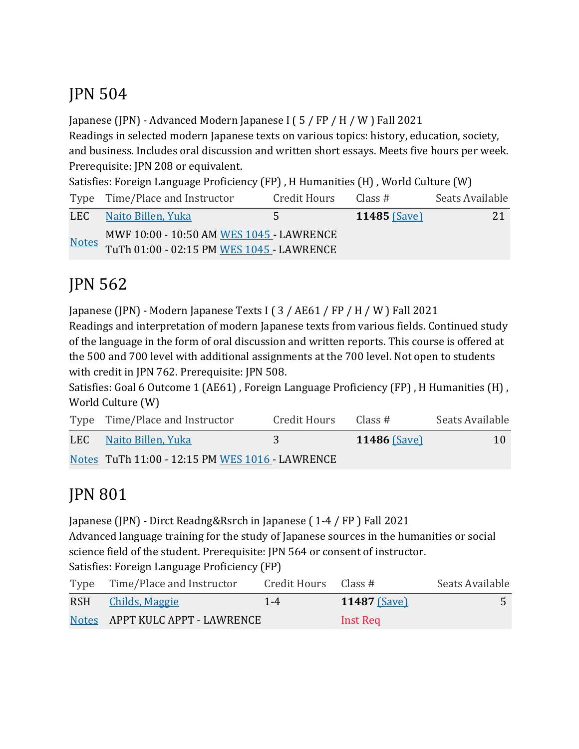## JPN 504

Japanese (JPN) - Advanced Modern Japanese I ( 5 / FP / H / W ) Fall 2021
Readings in selected modern Japanese texts on various topics: history, education, society, and business. Includes oral discussion and written short essays. Meets five hours per week. Prerequisite: JPN 208 or equivalent.
Satisfies: Foreign Language Proficiency (FP) , H Humanities (H) , World Culture (W)

| Type | Time/Place and Instructor | Credit Hours | Class # | Seats Available |
|---|---|---|---|---|
| LEC | Naito Billen, Yuka | 5 | **11485** (Save) | 21 |
| Notes | MWF 10:00 - 10:50 AM WES 1045 - LAWRENCE<br>TuTh 01:00 - 02:15 PM WES 1045 - LAWRENCE | | | |

## JPN 562

Japanese (JPN) - Modern Japanese Texts I ( 3 / AE61 / FP / H / W ) Fall 2021
Readings and interpretation of modern Japanese texts from various fields. Continued study of the language in the form of oral discussion and written reports. This course is offered at the 500 and 700 level with additional assignments at the 700 level. Not open to students with credit in JPN 762. Prerequisite: JPN 508.
Satisfies: Goal 6 Outcome 1 (AE61) , Foreign Language Proficiency (FP) , H Humanities (H) , World Culture (W)

| Type | Time/Place and Instructor | Credit Hours | Class # | Seats Available |
|---|---|---|---|---|
| LEC | Naito Billen, Yuka | 3 | **11486** (Save) | 10 |
| Notes | TuTh 11:00 - 12:15 PM WES 1016 - LAWRENCE | | | |

## JPN 801

Japanese (JPN) - Dirct Readng&Rsrch in Japanese ( 1-4 / FP ) Fall 2021
Advanced language training for the study of Japanese sources in the humanities or social science field of the student. Prerequisite: JPN 564 or consent of instructor.
Satisfies: Foreign Language Proficiency (FP)

| Type | Time/Place and Instructor | Credit Hours | Class # | Seats Available |
|---|---|---|---|---|
| RSH | Childs, Maggie | 1-4 | **11487** (Save) | 5 |
| Notes | APPT KULC APPT - LAWRENCE | | Inst Req | |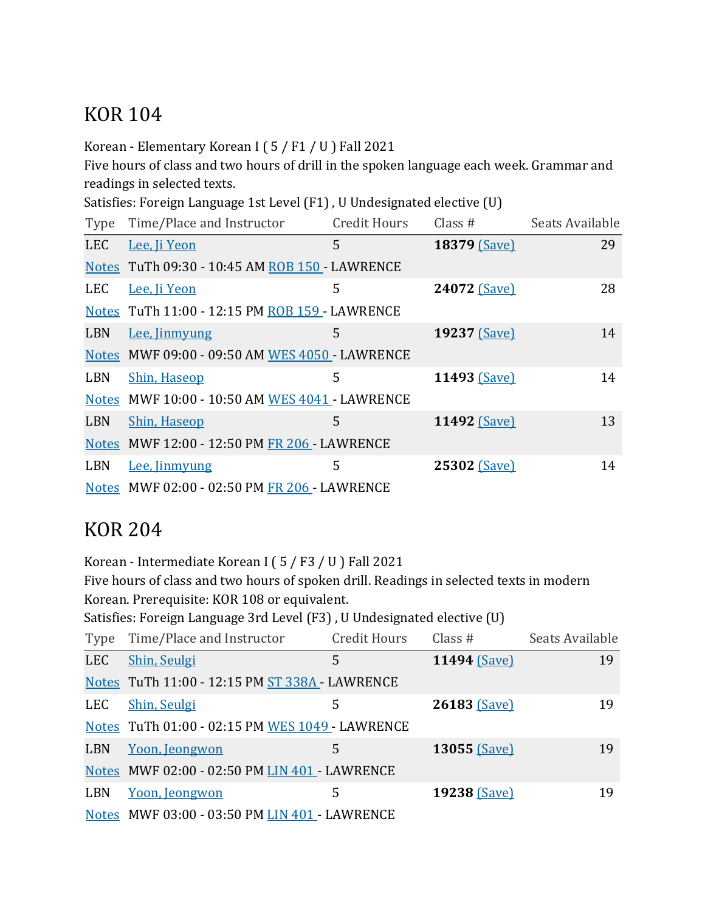## KOR 104

Korean - Elementary Korean I ( 5 / F1 / U ) Fall 2021
Five hours of class and two hours of drill in the spoken language each week. Grammar and readings in selected texts.
Satisfies: Foreign Language 1st Level (F1) , U Undesignated elective (U)

| Type | Time/Place and Instructor | Credit Hours | Class # | Seats Available |
|---|---|---|---|---|
| LEC | Lee, Ji Yeon | 5 | **18379** (Save) | 29 |
| Notes | TuTh 09:30 - 10:45 AM ROB 150 - LAWRENCE | | | |
| LEC | Lee, Ji Yeon | 5 | **24072** (Save) | 28 |
| Notes | TuTh 11:00 - 12:15 PM ROB 159 - LAWRENCE | | | |
| LBN | Lee, Jinmyung | 5 | **19237** (Save) | 14 |
| Notes | MWF 09:00 - 09:50 AM WES 4050 - LAWRENCE | | | |
| LBN | Shin, Haseop | 5 | **11493** (Save) | 14 |
| Notes | MWF 10:00 - 10:50 AM WES 4041 - LAWRENCE | | | |
| LBN | Shin, Haseop | 5 | **11492** (Save) | 13 |
| Notes | MWF 12:00 - 12:50 PM FR 206 - LAWRENCE | | | |
| LBN | Lee, Jinmyung | 5 | **25302** (Save) | 14 |
| Notes | MWF 02:00 - 02:50 PM FR 206 - LAWRENCE | | | |

## KOR 204

Korean - Intermediate Korean I ( 5 / F3 / U ) Fall 2021
Five hours of class and two hours of spoken drill. Readings in selected texts in modern Korean. Prerequisite: KOR 108 or equivalent.
Satisfies: Foreign Language 3rd Level (F3) , U Undesignated elective (U)

| Type | Time/Place and Instructor | Credit Hours | Class # | Seats Available |
|---|---|---|---|---|
| LEC | Shin, Seulgi | 5 | **11494** (Save) | 19 |
| Notes | TuTh 11:00 - 12:15 PM ST 338A - LAWRENCE | | | |
| LEC | Shin, Seulgi | 5 | **26183** (Save) | 19 |
| Notes | TuTh 01:00 - 02:15 PM WES 1049 - LAWRENCE | | | |
| LBN | Yoon, Jeongwon | 5 | **13055** (Save) | 19 |
| Notes | MWF 02:00 - 02:50 PM LIN 401 - LAWRENCE | | | |
| LBN | Yoon, Jeongwon | 5 | **19238** (Save) | 19 |
| Notes | MWF 03:00 - 03:50 PM LIN 401 - LAWRENCE | | | |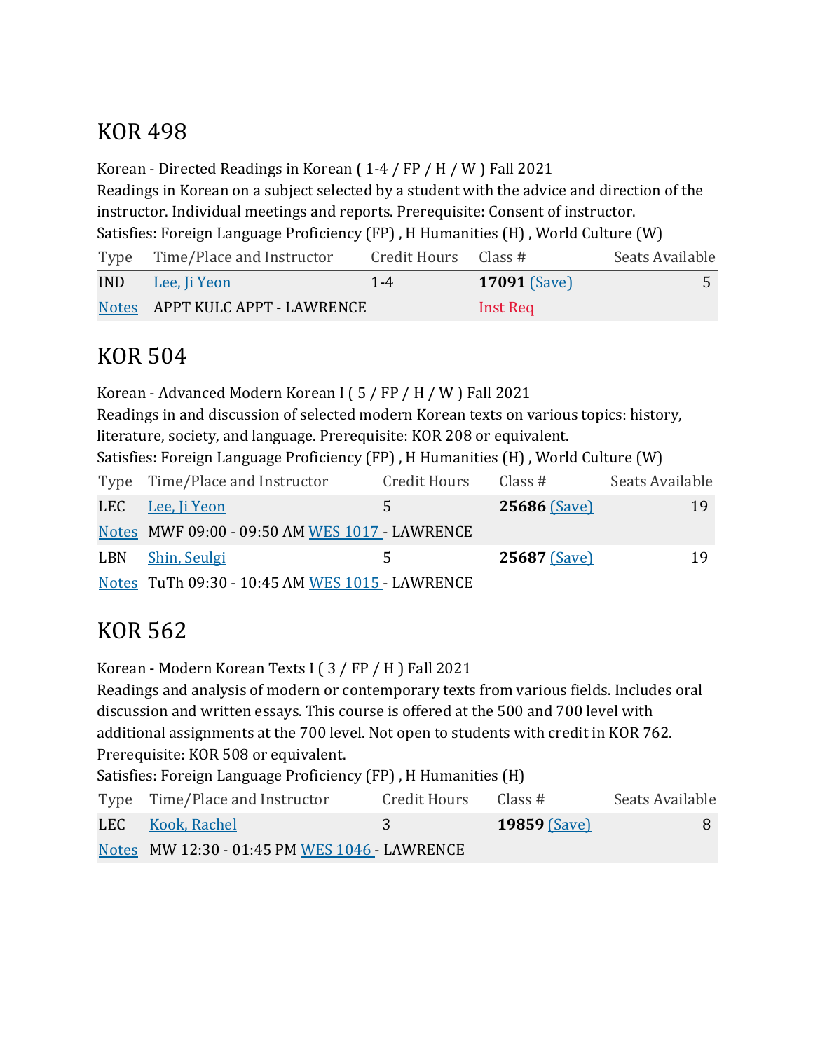## KOR 498

Korean - Directed Readings in Korean ( 1-4 / FP / H / W ) Fall 2021
Readings in Korean on a subject selected by a student with the advice and direction of the instructor. Individual meetings and reports. Prerequisite: Consent of instructor.
Satisfies: Foreign Language Proficiency (FP) , H Humanities (H) , World Culture (W)

| Type | Time/Place and Instructor | Credit Hours | Class # | Seats Available |
|---|---|---|---|---|
| IND | Lee, Ji Yeon | 1-4 | **17091** (Save) | 5 |
| Notes | APPT KULC APPT - LAWRENCE | | Inst Req | |

## KOR 504

Korean - Advanced Modern Korean I ( 5 / FP / H / W ) Fall 2021
Readings in and discussion of selected modern Korean texts on various topics: history, literature, society, and language. Prerequisite: KOR 208 or equivalent.
Satisfies: Foreign Language Proficiency (FP) , H Humanities (H) , World Culture (W)

| Type | Time/Place and Instructor | Credit Hours | Class # | Seats Available |
|---|---|---|---|---|
| LEC | Lee, Ji Yeon | 5 | **25686** (Save) | 19 |
| Notes | MWF 09:00 - 09:50 AM WES 1017 - LAWRENCE | | | |
| LBN | Shin, Seulgi | 5 | **25687** (Save) | 19 |
| Notes | TuTh 09:30 - 10:45 AM WES 1015 - LAWRENCE | | | |

## KOR 562

Korean - Modern Korean Texts I ( 3 / FP / H ) Fall 2021
Readings and analysis of modern or contemporary texts from various fields. Includes oral discussion and written essays. This course is offered at the 500 and 700 level with additional assignments at the 700 level. Not open to students with credit in KOR 762. Prerequisite: KOR 508 or equivalent.
Satisfies: Foreign Language Proficiency (FP) , H Humanities (H)

| Type | Time/Place and Instructor | Credit Hours | Class # | Seats Available |
|---|---|---|---|---|
| LEC | Kook, Rachel | 3 | **19859** (Save) | 8 |
| Notes | MW 12:30 - 01:45 PM WES 1046 - LAWRENCE | | | |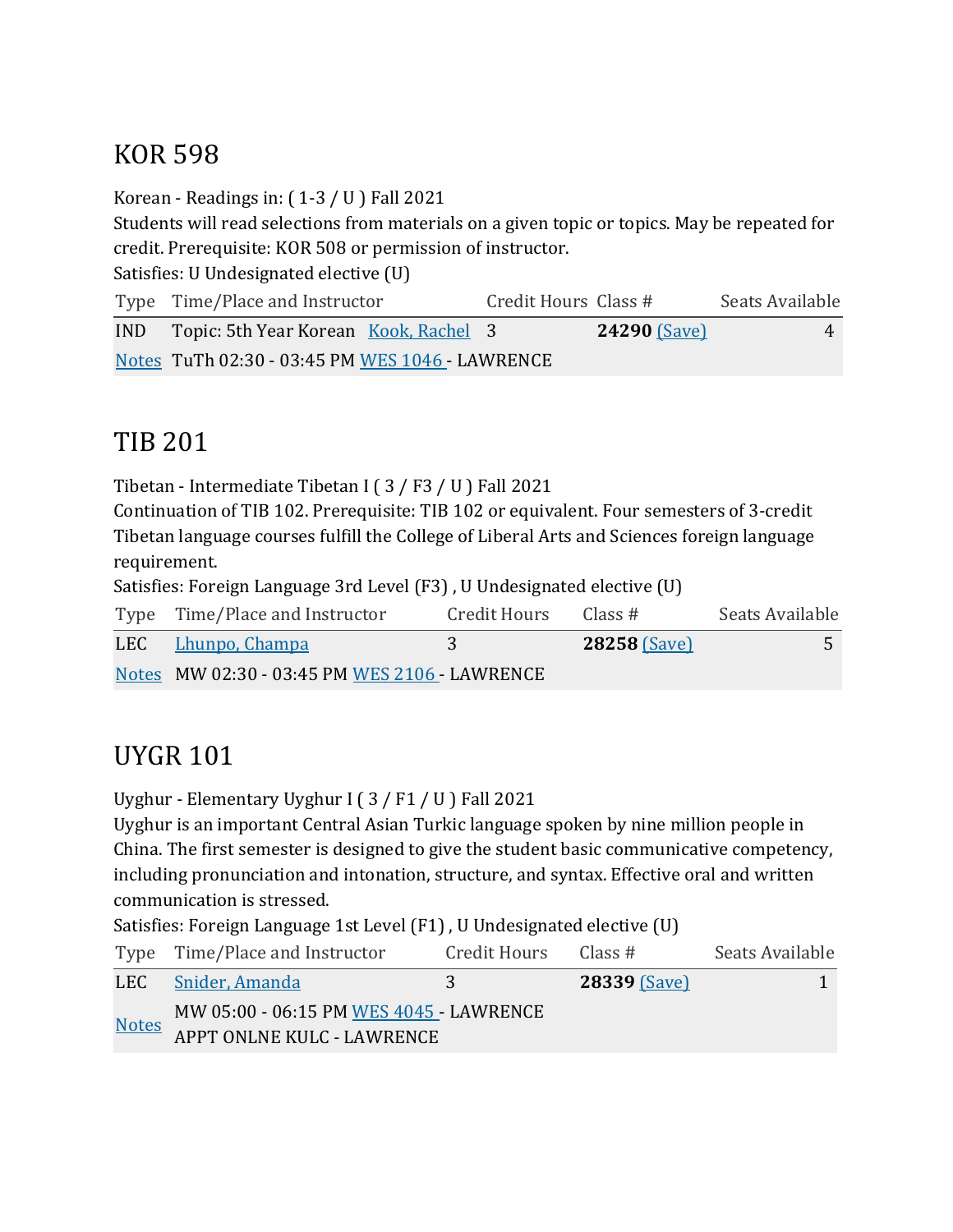## KOR 598

Korean - Readings in: ( 1-3 / U ) Fall 2021
Students will read selections from materials on a given topic or topics. May be repeated for credit. Prerequisite: KOR 508 or permission of instructor.
Satisfies: U Undesignated elective (U)

| Type | Time/Place and Instructor | Credit Hours | Class # | Seats Available |
|---|---|---|---|---|
| IND | Topic: 5th Year Korean Kook, Rachel | 3 | **24290** (Save) | 4 |
| Notes | TuTh 02:30 - 03:45 PM WES 1046 - LAWRENCE | | | |

## TIB 201

Tibetan - Intermediate Tibetan I ( 3 / F3 / U ) Fall 2021
Continuation of TIB 102. Prerequisite: TIB 102 or equivalent. Four semesters of 3-credit Tibetan language courses fulfill the College of Liberal Arts and Sciences foreign language requirement.
Satisfies: Foreign Language 3rd Level (F3) , U Undesignated elective (U)

| Type | Time/Place and Instructor | Credit Hours | Class # | Seats Available |
|---|---|---|---|---|
| LEC | Lhunpo, Champa | 3 | **28258** (Save) | 5 |
| Notes | MW 02:30 - 03:45 PM WES 2106 - LAWRENCE | | | |

## UYGR 101

Uyghur - Elementary Uyghur I ( 3 / F1 / U ) Fall 2021
Uyghur is an important Central Asian Turkic language spoken by nine million people in China. The first semester is designed to give the student basic communicative competency, including pronunciation and intonation, structure, and syntax. Effective oral and written communication is stressed.
Satisfies: Foreign Language 1st Level (F1) , U Undesignated elective (U)

| Type | Time/Place and Instructor | Credit Hours | Class # | Seats Available |
|---|---|---|---|---|
| LEC | Snider, Amanda | 3 | **28339** (Save) | 1 |
| Notes | MW 05:00 - 06:15 PM WES 4045 - LAWRENCE<br>APPT ONLNE KULC - LAWRENCE | | | |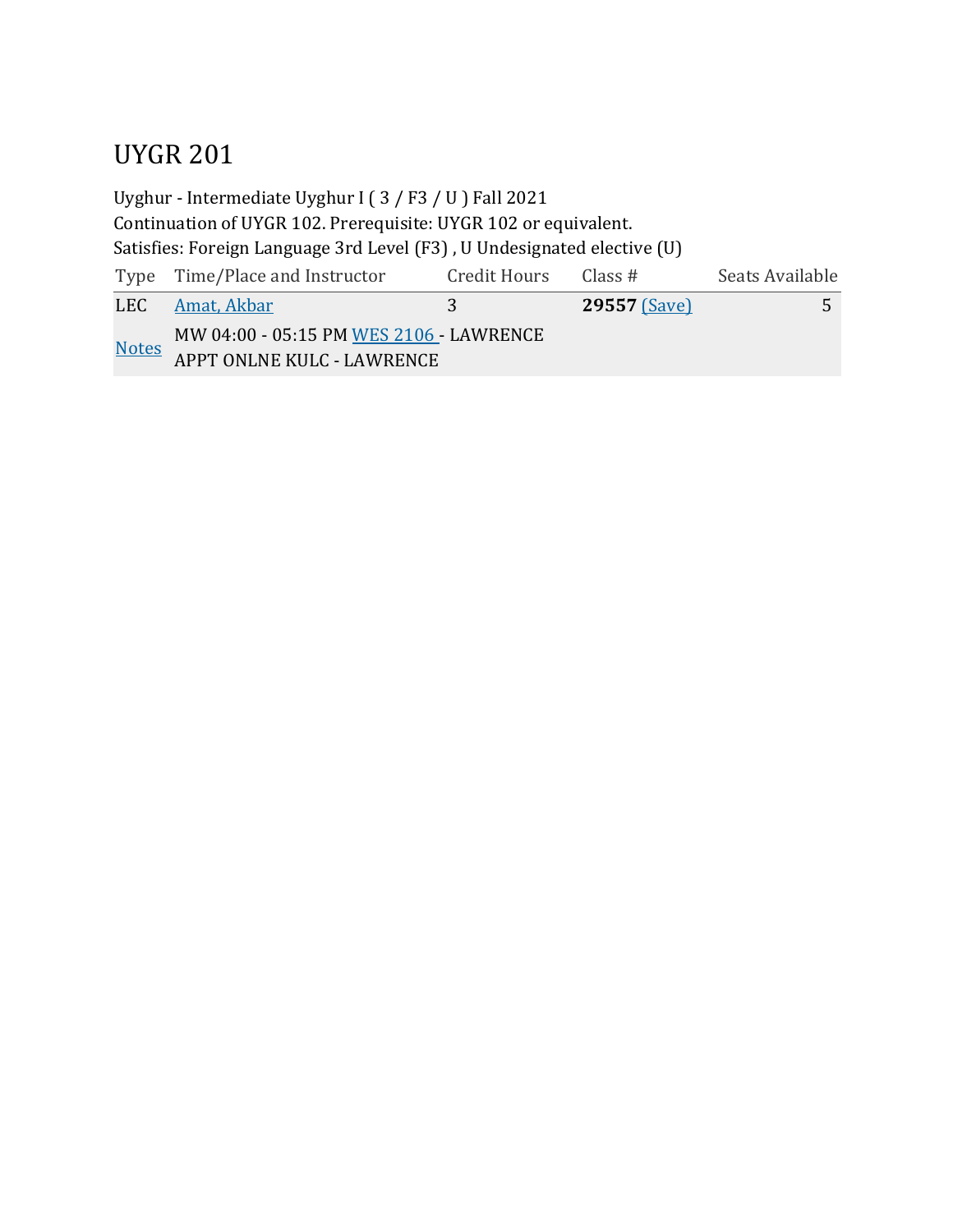# UYGR 201

Uyghur - Intermediate Uyghur I ( 3 / F3 / U ) Fall 2021
Continuation of UYGR 102. Prerequisite: UYGR 102 or equivalent.
Satisfies: Foreign Language 3rd Level (F3) , U Undesignated elective (U)

| Type | Time/Place and Instructor | Credit Hours | Class # | Seats Available |
|---|---|---|---|---|
| LEC | Amat, Akbar | 3 | **29557** (Save) | 5 |
| Notes | MW 04:00 - 05:15 PM WES 2106 - LAWRENCE<br>APPT ONLNE KULC - LAWRENCE | | | |